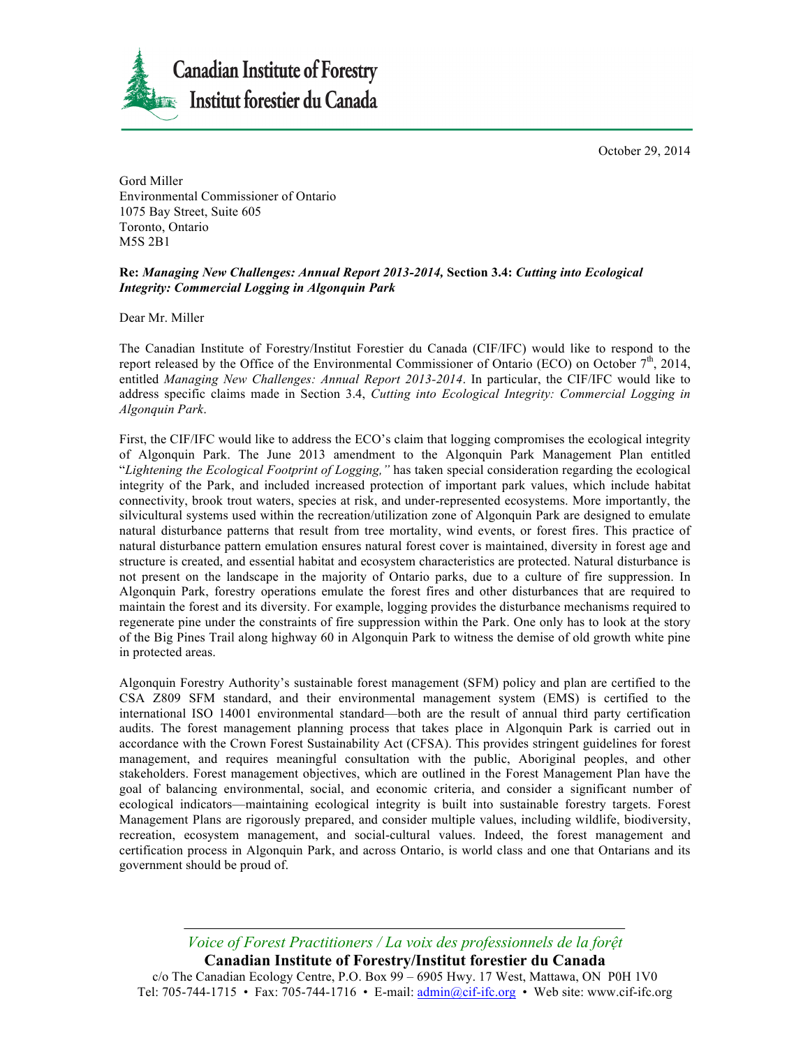**Canadian Institute of Forestry**
**Institut forestier du Canada**

October 29, 2014

Gord Miller
Environmental Commissioner of Ontario
1075 Bay Street, Suite 605
Toronto, Ontario
M5S 2B1

**Re:** ***Managing New Challenges: Annual Report 2013-2014,*** **Section 3.4:** ***Cutting into Ecological Integrity: Commercial Logging in Algonquin Park***

Dear Mr. Miller

The Canadian Institute of Forestry/Institut Forestier du Canada (CIF/IFC) would like to respond to the report released by the Office of the Environmental Commissioner of Ontario (ECO) on October 7th, 2014, entitled *Managing New Challenges: Annual Report 2013-2014*. In particular, the CIF/IFC would like to address specific claims made in Section 3.4, *Cutting into Ecological Integrity: Commercial Logging in Algonquin Park*.

First, the CIF/IFC would like to address the ECO's claim that logging compromises the ecological integrity of Algonquin Park. The June 2013 amendment to the Algonquin Park Management Plan entitled "*Lightening the Ecological Footprint of Logging,"* has taken special consideration regarding the ecological integrity of the Park, and included increased protection of important park values, which include habitat connectivity, brook trout waters, species at risk, and under-represented ecosystems. More importantly, the silvicultural systems used within the recreation/utilization zone of Algonquin Park are designed to emulate natural disturbance patterns that result from tree mortality, wind events, or forest fires. This practice of natural disturbance pattern emulation ensures natural forest cover is maintained, diversity in forest age and structure is created, and essential habitat and ecosystem characteristics are protected. Natural disturbance is not present on the landscape in the majority of Ontario parks, due to a culture of fire suppression. In Algonquin Park, forestry operations emulate the forest fires and other disturbances that are required to maintain the forest and its diversity. For example, logging provides the disturbance mechanisms required to regenerate pine under the constraints of fire suppression within the Park. One only has to look at the story of the Big Pines Trail along highway 60 in Algonquin Park to witness the demise of old growth white pine in protected areas.

Algonquin Forestry Authority's sustainable forest management (SFM) policy and plan are certified to the CSA Z809 SFM standard, and their environmental management system (EMS) is certified to the international ISO 14001 environmental standard—both are the result of annual third party certification audits. The forest management planning process that takes place in Algonquin Park is carried out in accordance with the Crown Forest Sustainability Act (CFSA). This provides stringent guidelines for forest management, and requires meaningful consultation with the public, Aboriginal peoples, and other stakeholders. Forest management objectives, which are outlined in the Forest Management Plan have the goal of balancing environmental, social, and economic criteria, and consider a significant number of ecological indicators—maintaining ecological integrity is built into sustainable forestry targets. Forest Management Plans are rigorously prepared, and consider multiple values, including wildlife, biodiversity, recreation, ecosystem management, and social-cultural values. Indeed, the forest management and certification process in Algonquin Park, and across Ontario, is world class and one that Ontarians and its government should be proud of.

*Voice of Forest Practitioners / La voix des professionnels de la forệt*
**Canadian Institute of Forestry/Institut forestier du Canada**
c/o The Canadian Ecology Centre, P.O. Box 99 – 6905 Hwy. 17 West, Mattawa, ON P0H 1V0
Tel: 705-744-1715 • Fax: 705-744-1716 • E-mail: admin@cif-ifc.org • Web site: www.cif-ifc.org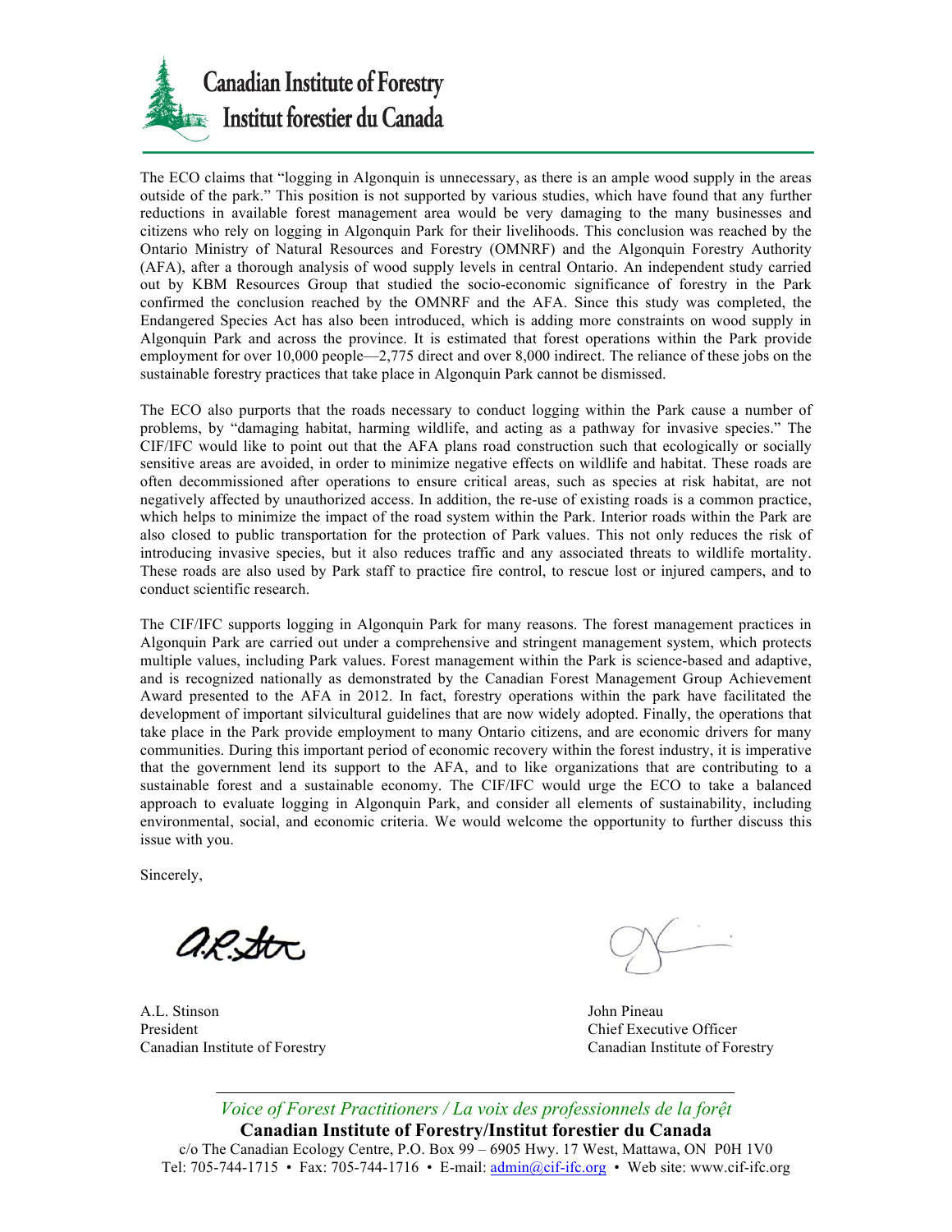**Canadian Institute of Forestry**
**Institut forestier du Canada**

The ECO claims that "logging in Algonquin is unnecessary, as there is an ample wood supply in the areas outside of the park." This position is not supported by various studies, which have found that any further reductions in available forest management area would be very damaging to the many businesses and citizens who rely on logging in Algonquin Park for their livelihoods. This conclusion was reached by the Ontario Ministry of Natural Resources and Forestry (OMNRF) and the Algonquin Forestry Authority (AFA), after a thorough analysis of wood supply levels in central Ontario. An independent study carried out by KBM Resources Group that studied the socio-economic significance of forestry in the Park confirmed the conclusion reached by the OMNRF and the AFA. Since this study was completed, the Endangered Species Act has also been introduced, which is adding more constraints on wood supply in Algonquin Park and across the province. It is estimated that forest operations within the Park provide employment for over 10,000 people—2,775 direct and over 8,000 indirect. The reliance of these jobs on the sustainable forestry practices that take place in Algonquin Park cannot be dismissed.

The ECO also purports that the roads necessary to conduct logging within the Park cause a number of problems, by "damaging habitat, harming wildlife, and acting as a pathway for invasive species." The CIF/IFC would like to point out that the AFA plans road construction such that ecologically or socially sensitive areas are avoided, in order to minimize negative effects on wildlife and habitat. These roads are often decommissioned after operations to ensure critical areas, such as species at risk habitat, are not negatively affected by unauthorized access. In addition, the re-use of existing roads is a common practice, which helps to minimize the impact of the road system within the Park. Interior roads within the Park are also closed to public transportation for the protection of Park values. This not only reduces the risk of introducing invasive species, but it also reduces traffic and any associated threats to wildlife mortality. These roads are also used by Park staff to practice fire control, to rescue lost or injured campers, and to conduct scientific research.

The CIF/IFC supports logging in Algonquin Park for many reasons. The forest management practices in Algonquin Park are carried out under a comprehensive and stringent management system, which protects multiple values, including Park values. Forest management within the Park is science-based and adaptive, and is recognized nationally as demonstrated by the Canadian Forest Management Group Achievement Award presented to the AFA in 2012. In fact, forestry operations within the park have facilitated the development of important silvicultural guidelines that are now widely adopted. Finally, the operations that take place in the Park provide employment to many Ontario citizens, and are economic drivers for many communities. During this important period of economic recovery within the forest industry, it is imperative that the government lend its support to the AFA, and to like organizations that are contributing to a sustainable forest and a sustainable economy. The CIF/IFC would urge the ECO to take a balanced approach to evaluate logging in Algonquin Park, and consider all elements of sustainability, including environmental, social, and economic criteria. We would welcome the opportunity to further discuss this issue with you.

Sincerely,

A.L. Stinson
President
Canadian Institute of Forestry

John Pineau
Chief Executive Officer
Canadian Institute of Forestry

*Voice of Forest Practitioners / La voix des professionnels de la forệt*
**Canadian Institute of Forestry/Institut forestier du Canada**
c/o The Canadian Ecology Centre, P.O. Box 99 – 6905 Hwy. 17 West, Mattawa, ON P0H 1V0
Tel: 705-744-1715 • Fax: 705-744-1716 • E-mail: admin@cif-ifc.org • Web site: www.cif-ifc.org